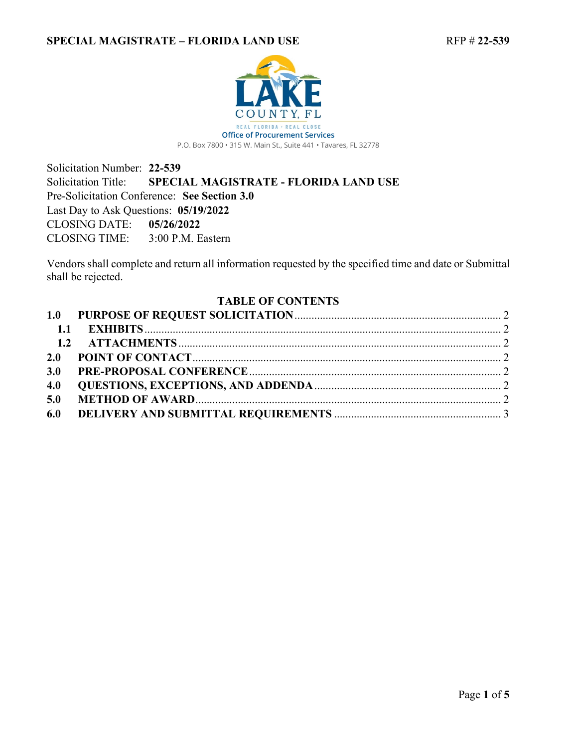**SPECIAL MAGISTRATE – FLORIDA LAND USE** RFP # **22-539**

LAKE COUNTY, FL

REAL FLORIDA · REAL CLOSE

Office of Procurement Services

P.O. Box 7800 • 315 W. Main St., Suite 441 • Tavares, FL 32778

Solicitation Number: **22-539**

Solicitation Title: **SPECIAL MAGISTRATE - FLORIDA LAND USE**

Pre-Solicitation Conference: **See Section 3.0**

Last Day to Ask Questions: **05/19/2022**

CLOSING DATE: **05/26/2022**

CLOSING TIME: 3:00 P.M. Eastern

Vendors shall complete and return all information requested by the specified time and date or Submittal shall be rejected.

## TABLE OF CONTENTS

**1.0 PURPOSE OF REQUEST SOLICITATION** ........ 2

**1.1 EXHIBITS** ........ 2

**1.2 ATTACHMENTS** ........ 2

**2.0 POINT OF CONTACT** ........ 2

**3.0 PRE-PROPOSAL CONFERENCE** ........ 2

**4.0 QUESTIONS, EXCEPTIONS, AND ADDENDA** ........ 2

**5.0 METHOD OF AWARD** ........ 2

**6.0 DELIVERY AND SUBMITTAL REQUIREMENTS** ........ 3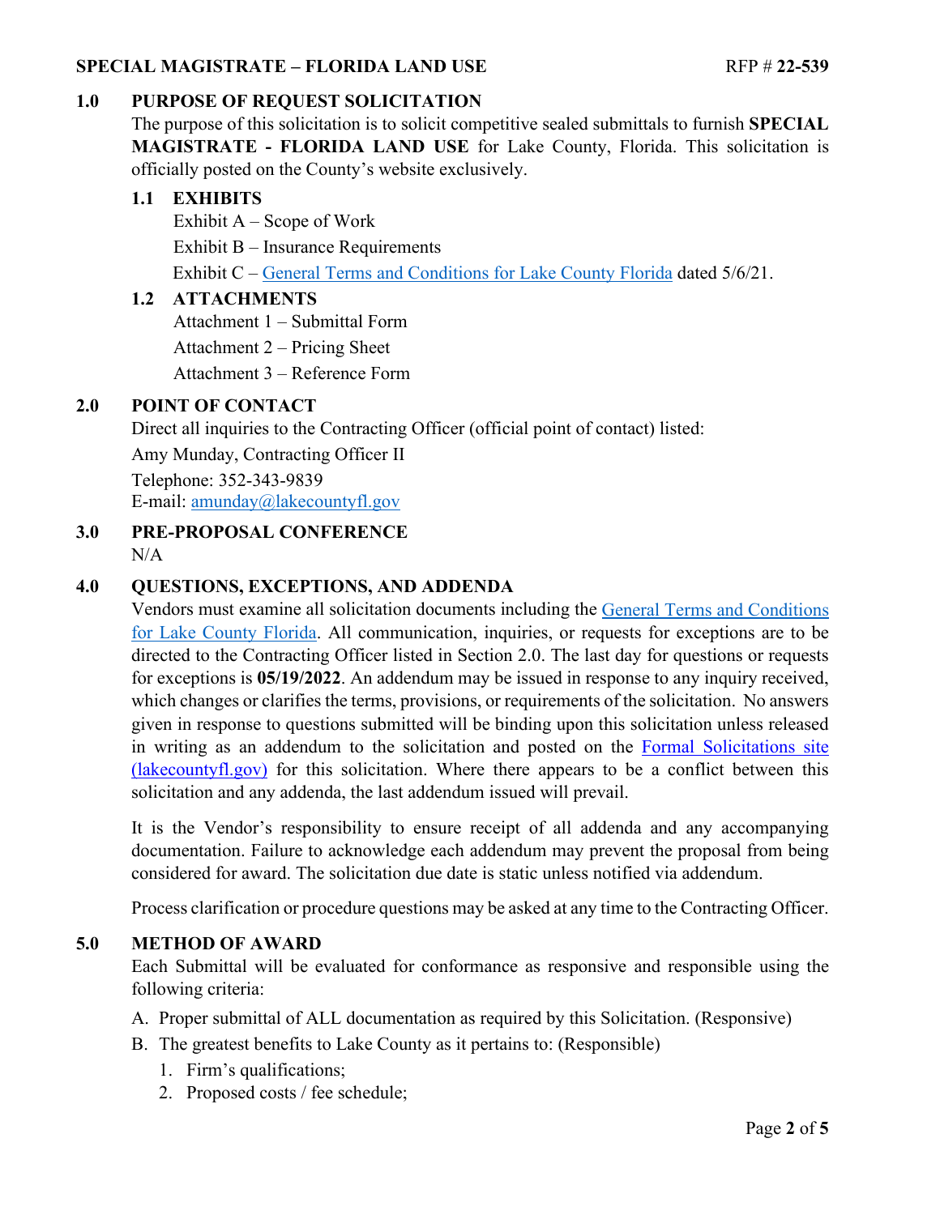## 1.0 PURPOSE OF REQUEST SOLICITATION

The purpose of this solicitation is to solicit competitive sealed submittals to furnish **SPECIAL MAGISTRATE - FLORIDA LAND USE** for Lake County, Florida. This solicitation is officially posted on the County's website exclusively.

### 1.1 EXHIBITS

Exhibit A – Scope of Work

Exhibit B – Insurance Requirements

Exhibit C – General Terms and Conditions for Lake County Florida dated 5/6/21.

### 1.2 ATTACHMENTS

Attachment 1 – Submittal Form

Attachment 2 – Pricing Sheet

Attachment 3 – Reference Form

## 2.0 POINT OF CONTACT

Direct all inquiries to the Contracting Officer (official point of contact) listed:

Amy Munday, Contracting Officer II

Telephone: 352-343-9839
E-mail: amunday@lakecountyfl.gov

## 3.0 PRE-PROPOSAL CONFERENCE

N/A

## 4.0 QUESTIONS, EXCEPTIONS, AND ADDENDA

Vendors must examine all solicitation documents including the General Terms and Conditions for Lake County Florida. All communication, inquiries, or requests for exceptions are to be directed to the Contracting Officer listed in Section 2.0. The last day for questions or requests for exceptions is **05/19/2022**. An addendum may be issued in response to any inquiry received, which changes or clarifies the terms, provisions, or requirements of the solicitation. No answers given in response to questions submitted will be binding upon this solicitation unless released in writing as an addendum to the solicitation and posted on the Formal Solicitations site (lakecountyfl.gov) for this solicitation. Where there appears to be a conflict between this solicitation and any addenda, the last addendum issued will prevail.

It is the Vendor's responsibility to ensure receipt of all addenda and any accompanying documentation. Failure to acknowledge each addendum may prevent the proposal from being considered for award. The solicitation due date is static unless notified via addendum.

Process clarification or procedure questions may be asked at any time to the Contracting Officer.

## 5.0 METHOD OF AWARD

Each Submittal will be evaluated for conformance as responsive and responsible using the following criteria:

A. Proper submittal of ALL documentation as required by this Solicitation. (Responsive)

B. The greatest benefits to Lake County as it pertains to: (Responsible)

1. Firm's qualifications;
2. Proposed costs / fee schedule;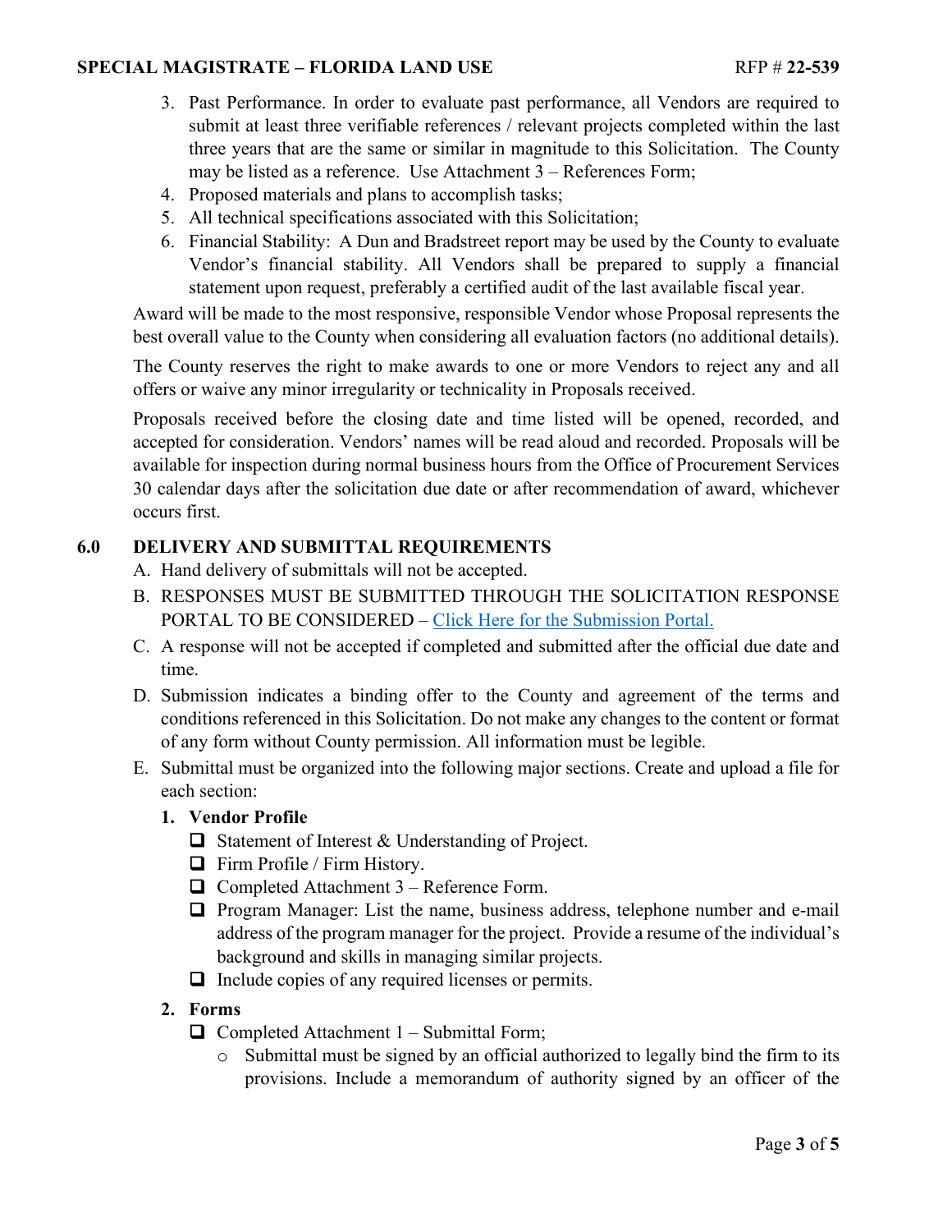3. Past Performance. In order to evaluate past performance, all Vendors are required to submit at least three verifiable references / relevant projects completed within the last three years that are the same or similar in magnitude to this Solicitation. The County may be listed as a reference. Use Attachment 3 – References Form;
4. Proposed materials and plans to accomplish tasks;
5. All technical specifications associated with this Solicitation;
6. Financial Stability: A Dun and Bradstreet report may be used by the County to evaluate Vendor's financial stability. All Vendors shall be prepared to supply a financial statement upon request, preferably a certified audit of the last available fiscal year.

Award will be made to the most responsive, responsible Vendor whose Proposal represents the best overall value to the County when considering all evaluation factors (no additional details).

The County reserves the right to make awards to one or more Vendors to reject any and all offers or waive any minor irregularity or technicality in Proposals received.

Proposals received before the closing date and time listed will be opened, recorded, and accepted for consideration. Vendors' names will be read aloud and recorded. Proposals will be available for inspection during normal business hours from the Office of Procurement Services 30 calendar days after the solicitation due date or after recommendation of award, whichever occurs first.

## 6.0 DELIVERY AND SUBMITTAL REQUIREMENTS

A. Hand delivery of submittals will not be accepted.

B. RESPONSES MUST BE SUBMITTED THROUGH THE SOLICITATION RESPONSE PORTAL TO BE CONSIDERED – Click Here for the Submission Portal.

C. A response will not be accepted if completed and submitted after the official due date and time.

D. Submission indicates a binding offer to the County and agreement of the terms and conditions referenced in this Solicitation. Do not make any changes to the content or format of any form without County permission. All information must be legible.

E. Submittal must be organized into the following major sections. Create and upload a file for each section:

**1. Vendor Profile**

- ❑ Statement of Interest & Understanding of Project.
- ❑ Firm Profile / Firm History.
- ❑ Completed Attachment 3 – Reference Form.
- ❑ Program Manager: List the name, business address, telephone number and e-mail address of the program manager for the project. Provide a resume of the individual's background and skills in managing similar projects.
- ❑ Include copies of any required licenses or permits.

**2. Forms**

- ❑ Completed Attachment 1 – Submittal Form;
  - Submittal must be signed by an official authorized to legally bind the firm to its provisions. Include a memorandum of authority signed by an officer of the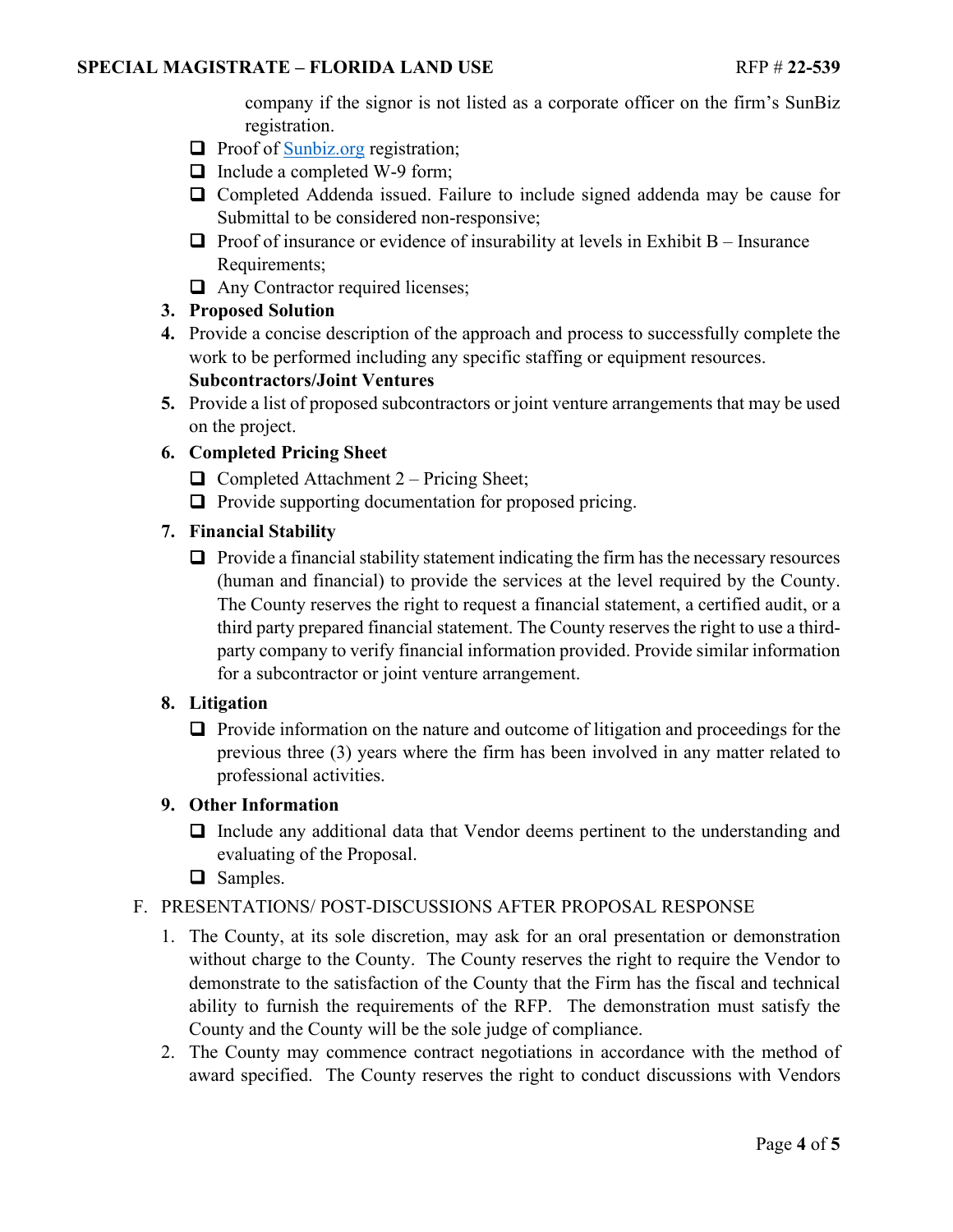company if the signor is not listed as a corporate officer on the firm's SunBiz registration.

- ☐ Proof of [Sunbiz.org](Sunbiz.org) registration;
- ☐ Include a completed W-9 form;
- ☐ Completed Addenda issued. Failure to include signed addenda may be cause for Submittal to be considered non-responsive;
- ☐ Proof of insurance or evidence of insurability at levels in Exhibit B – Insurance Requirements;
- ☐ Any Contractor required licenses;

3. **Proposed Solution**
4. Provide a concise description of the approach and process to successfully complete the work to be performed including any specific staffing or equipment resources.
   **Subcontractors/Joint Ventures**
5. Provide a list of proposed subcontractors or joint venture arrangements that may be used on the project.
6. **Completed Pricing Sheet**
   - ☐ Completed Attachment 2 – Pricing Sheet;
   - ☐ Provide supporting documentation for proposed pricing.
7. **Financial Stability**
   - ☐ Provide a financial stability statement indicating the firm has the necessary resources (human and financial) to provide the services at the level required by the County. The County reserves the right to request a financial statement, a certified audit, or a third party prepared financial statement. The County reserves the right to use a third-party company to verify financial information provided. Provide similar information for a subcontractor or joint venture arrangement.
8. **Litigation**
   - ☐ Provide information on the nature and outcome of litigation and proceedings for the previous three (3) years where the firm has been involved in any matter related to professional activities.
9. **Other Information**
   - ☐ Include any additional data that Vendor deems pertinent to the understanding and evaluating of the Proposal.
   - ☐ Samples.

F. PRESENTATIONS/ POST-DISCUSSIONS AFTER PROPOSAL RESPONSE

1. The County, at its sole discretion, may ask for an oral presentation or demonstration without charge to the County. The County reserves the right to require the Vendor to demonstrate to the satisfaction of the County that the Firm has the fiscal and technical ability to furnish the requirements of the RFP. The demonstration must satisfy the County and the County will be the sole judge of compliance.
2. The County may commence contract negotiations in accordance with the method of award specified. The County reserves the right to conduct discussions with Vendors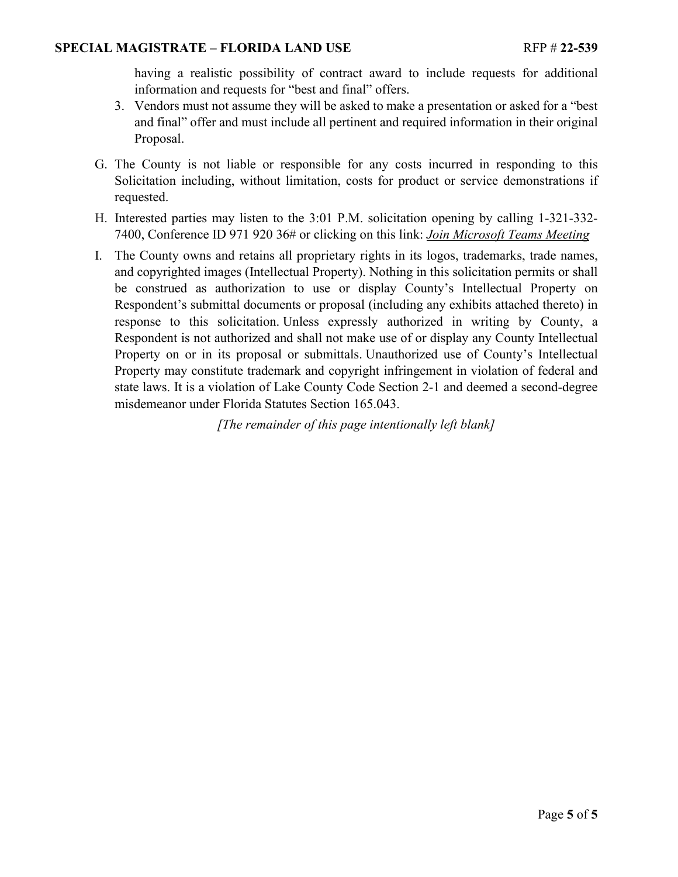having a realistic possibility of contract award to include requests for additional information and requests for "best and final" offers.

3. Vendors must not assume they will be asked to make a presentation or asked for a "best and final" offer and must include all pertinent and required information in their original Proposal.

G. The County is not liable or responsible for any costs incurred in responding to this Solicitation including, without limitation, costs for product or service demonstrations if requested.

H. Interested parties may listen to the 3:01 P.M. solicitation opening by calling 1-321-332-7400, Conference ID 971 920 36# or clicking on this link: *Join Microsoft Teams Meeting*

I. The County owns and retains all proprietary rights in its logos, trademarks, trade names, and copyrighted images (Intellectual Property). Nothing in this solicitation permits or shall be construed as authorization to use or display County's Intellectual Property on Respondent's submittal documents or proposal (including any exhibits attached thereto) in response to this solicitation. Unless expressly authorized in writing by County, a Respondent is not authorized and shall not make use of or display any County Intellectual Property on or in its proposal or submittals. Unauthorized use of County's Intellectual Property may constitute trademark and copyright infringement in violation of federal and state laws. It is a violation of Lake County Code Section 2-1 and deemed a second-degree misdemeanor under Florida Statutes Section 165.043.

*[The remainder of this page intentionally left blank]*